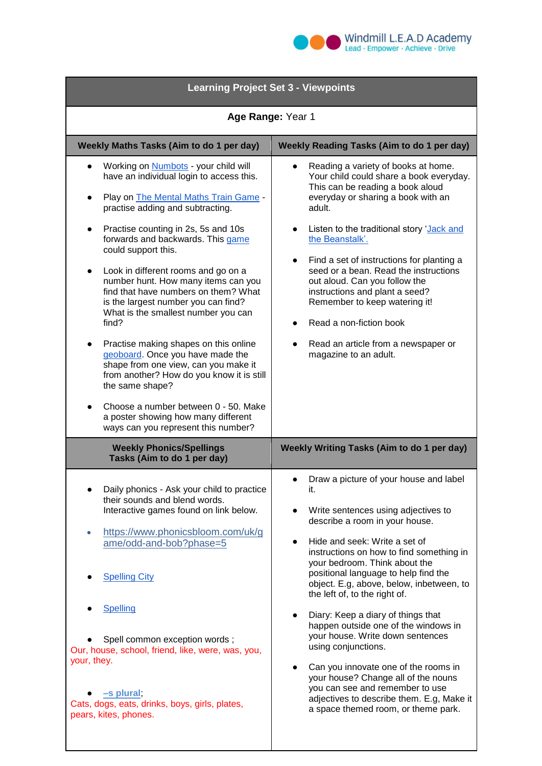Windmill L.E.A.D Academy
Lead · Empower · Achieve · Drive

# Learning Project Set 3 - Viewpoints

**Age Range:** Year 1

| Weekly Maths Tasks (Aim to do 1 per day) | Weekly Reading Tasks (Aim to do 1 per day) |
|---|---|
| • Working on Numbots - your child will have an individual login to access this.<br><br>• Play on The Mental Maths Train Game - practise adding and subtracting.<br><br>• Practise counting in 2s, 5s and 10s forwards and backwards. This game could support this.<br><br>• Look in different rooms and go on a number hunt. How many items can you find that have numbers on them? What is the largest number you can find? What is the smallest number you can find?<br><br>• Practise making shapes on this online geoboard. Once you have made the shape from one view, can you make it from another? How do you know it is still the same shape?<br><br>• Choose a number between 0 - 50. Make a poster showing how many different ways can you represent this number? | • Reading a variety of books at home. Your child could share a book everyday. This can be reading a book aloud everyday or sharing a book with an adult.<br><br>• Listen to the traditional story 'Jack and the Beanstalk'.<br><br>• Find a set of instructions for planting a seed or a bean. Read the instructions out aloud. Can you follow the instructions and plant a seed? Remember to keep watering it!<br><br>• Read a non-fiction book<br><br>• Read an article from a newspaper or magazine to an adult. |
| **Weekly Phonics/Spellings Tasks (Aim to do 1 per day)** | **Weekly Writing Tasks (Aim to do 1 per day)** |
| • Daily phonics - Ask your child to practice their sounds and blend words. Interactive games found on link below.<br><br>• https://www.phonicsbloom.com/uk/game/odd-and-bob?phase=5<br><br>• Spelling City<br><br>• Spelling<br><br>• Spell common exception words ;<br>Our, house, school, friend, like, were, was, you, your, they.<br><br>• **–s plural**;<br>Cats, dogs, eats, drinks, boys, girls, plates, pears, kites, phones. | • Draw a picture of your house and label it.<br><br>• Write sentences using adjectives to describe a room in your house.<br><br>• Hide and seek: Write a set of instructions on how to find something in your bedroom. Think about the positional language to help find the object. E.g, above, below, inbetween, to the left of, to the right of.<br><br>• Diary: Keep a diary of things that happen outside one of the windows in your house. Write down sentences using conjunctions.<br><br>• Can you innovate one of the rooms in your house? Change all of the nouns you can see and remember to use adjectives to describe them. E.g, Make it a space themed room, or theme park. |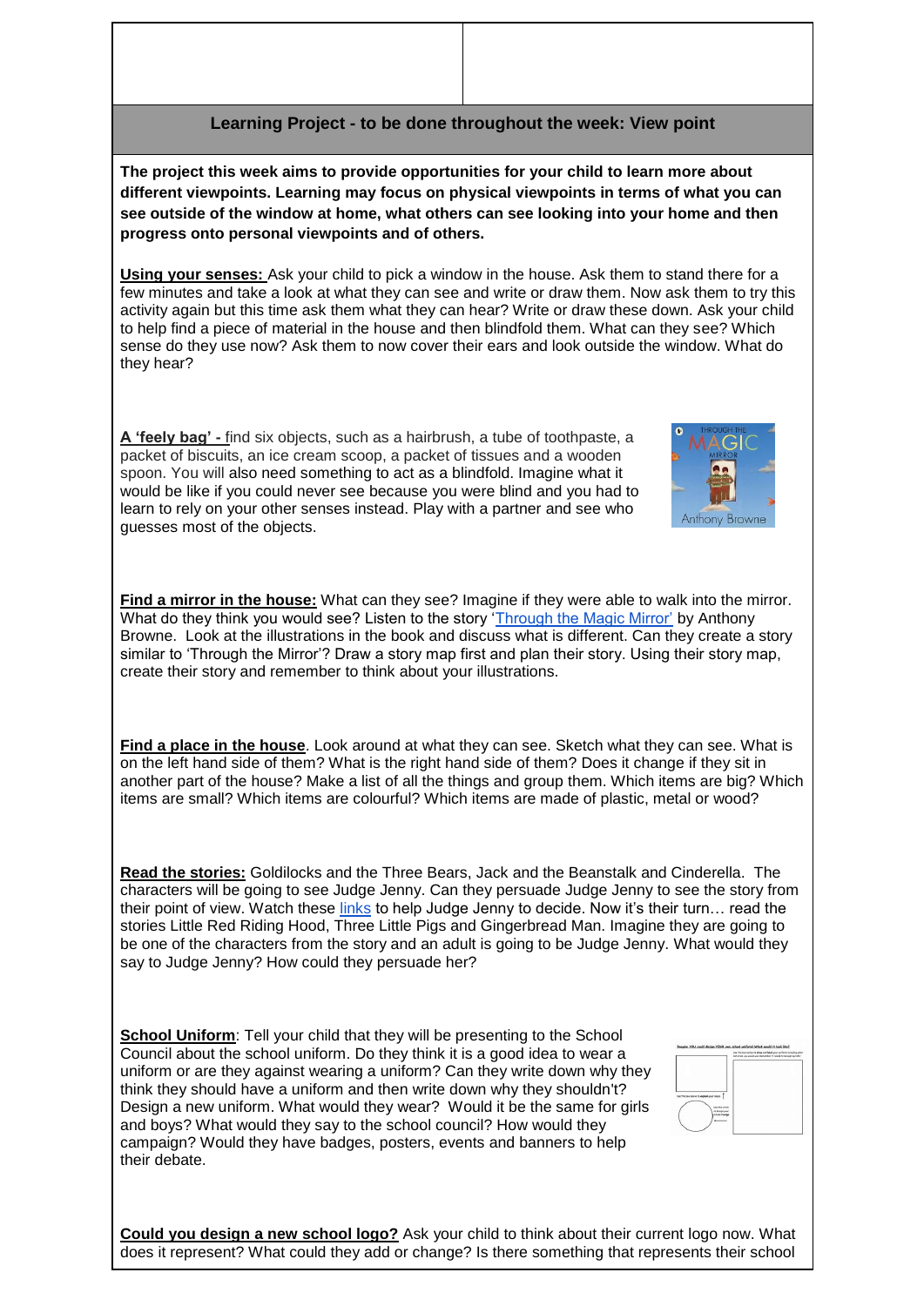## Learning Project - to be done throughout the week: View point

**The project this week aims to provide opportunities for your child to learn more about different viewpoints. Learning may focus on physical viewpoints in terms of what you can see outside of the window at home, what others can see looking into your home and then progress onto personal viewpoints and of others.**

**Using your senses:** Ask your child to pick a window in the house. Ask them to stand there for a few minutes and take a look at what they can see and write or draw them. Now ask them to try this activity again but this time ask them what they can hear? Write or draw these down. Ask your child to help find a piece of material in the house and then blindfold them. What can they see? Which sense do they use now? Ask them to now cover their ears and look outside the window. What do they hear?

**A 'feely bag' -** find six objects, such as a hairbrush, a tube of toothpaste, a packet of biscuits, an ice cream scoop, a packet of tissues and a wooden spoon. You will also need something to act as a blindfold. Imagine what it would be like if you could never see because you were blind and you had to learn to rely on your other senses instead. Play with a partner and see who guesses most of the objects.

**Find a mirror in the house:** What can they see? Imagine if they were able to walk into the mirror. What do they think you would see? Listen to the story 'Through the Magic Mirror' by Anthony Browne. Look at the illustrations in the book and discuss what is different. Can they create a story similar to 'Through the Mirror'? Draw a story map first and plan their story. Using their story map, create their story and remember to think about your illustrations.

**Find a place in the house**. Look around at what they can see. Sketch what they can see. What is on the left hand side of them? What is the right hand side of them? Does it change if they sit in another part of the house? Make a list of all the things and group them. Which items are big? Which items are small? Which items are colourful? Which items are made of plastic, metal or wood?

**Read the stories:** Goldilocks and the Three Bears, Jack and the Beanstalk and Cinderella. The characters will be going to see Judge Jenny. Can they persuade Judge Jenny to see the story from their point of view. Watch these links to help Judge Jenny to decide. Now it's their turn… read the stories Little Red Riding Hood, Three Little Pigs and Gingerbread Man. Imagine they are going to be one of the characters from the story and an adult is going to be Judge Jenny. What would they say to Judge Jenny? How could they persuade her?

**School Uniform**: Tell your child that they will be presenting to the School Council about the school uniform. Do they think it is a good idea to wear a uniform or are they against wearing a uniform? Can they write down why they think they should have a uniform and then write down why they shouldn't? Design a new uniform. What would they wear? Would it be the same for girls and boys? What would they say to the school council? How would they campaign? Would they have badges, posters, events and banners to help their debate.

**Could you design a new school logo?** Ask your child to think about their current logo now. What does it represent? What could they add or change? Is there something that represents their school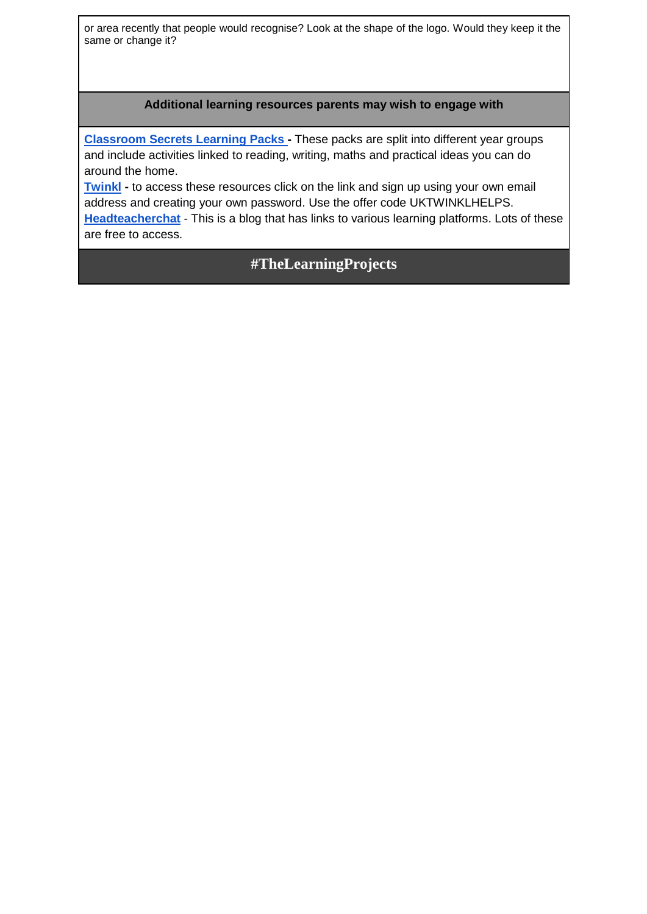or area recently that people would recognise? Look at the shape of the logo. Would they keep it the same or change it?

**Additional learning resources parents may wish to engage with**

**Classroom Secrets Learning Packs -** These packs are split into different year groups and include activities linked to reading, writing, maths and practical ideas you can do around the home.

**Twinkl -** to access these resources click on the link and sign up using your own email address and creating your own password. Use the offer code UKTWINKLHELPS.

**Headteacherchat** - This is a blog that has links to various learning platforms. Lots of these are free to access.

**#TheLearningProjects**